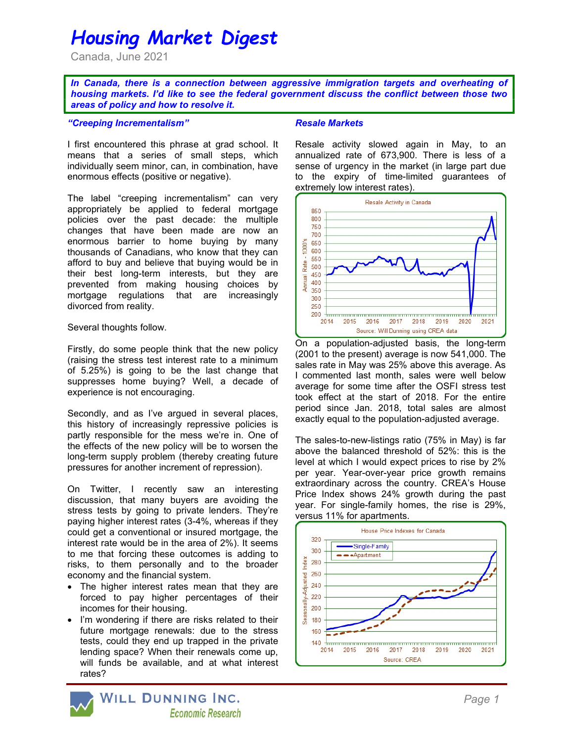# Housing Market Digest

Canada, June 2021

***In Canada, there is a connection between aggressive immigration targets and overheating of housing markets. I'd like to see the federal government discuss the conflict between those two areas of policy and how to resolve it.***

### *"Creeping Incrementalism"*

I first encountered this phrase at grad school. It means that a series of small steps, which individually seem minor, can, in combination, have enormous effects (positive or negative).

The label "creeping incrementalism" can very appropriately be applied to federal mortgage policies over the past decade: the multiple changes that have been made are now an enormous barrier to home buying by many thousands of Canadians, who know that they can afford to buy and believe that buying would be in their best long-term interests, but they are prevented from making housing choices by mortgage regulations that are increasingly divorced from reality.

Several thoughts follow.

Firstly, do some people think that the new policy (raising the stress test interest rate to a minimum of 5.25%) is going to be the last change that suppresses home buying? Well, a decade of experience is not encouraging.

Secondly, and as I've argued in several places, this history of increasingly repressive policies is partly responsible for the mess we're in. One of the effects of the new policy will be to worsen the long-term supply problem (thereby creating future pressures for another increment of repression).

On Twitter, I recently saw an interesting discussion, that many buyers are avoiding the stress tests by going to private lenders. They're paying higher interest rates (3-4%, whereas if they could get a conventional or insured mortgage, the interest rate would be in the area of 2%). It seems to me that forcing these outcomes is adding to risks, to them personally and to the broader economy and the financial system.

- The higher interest rates mean that they are forced to pay higher percentages of their incomes for their housing.
- I'm wondering if there are risks related to their future mortgage renewals: due to the stress tests, could they end up trapped in the private lending space? When their renewals come up, will funds be available, and at what interest rates?

### *Resale Markets*

Resale activity slowed again in May, to an annualized rate of 673,900. There is less of a sense of urgency in the market (in large part due to the expiry of time-limited guarantees of extremely low interest rates).

Resale Activity in Canada

Source: Will Dunning using CREA data

On a population-adjusted basis, the long-term (2001 to the present) average is now 541,000. The sales rate in May was 25% above this average. As I commented last month, sales were well below average for some time after the OSFI stress test took effect at the start of 2018. For the entire period since Jan. 2018, total sales are almost exactly equal to the population-adjusted average.

The sales-to-new-listings ratio (75% in May) is far above the balanced threshold of 52%: this is the level at which I would expect prices to rise by 2% per year. Year-over-year price growth remains extraordinary across the country. CREA's House Price Index shows 24% growth during the past year. For single-family homes, the rise is 29%, versus 11% for apartments.

House Price Indexes for Canada

Source: CREA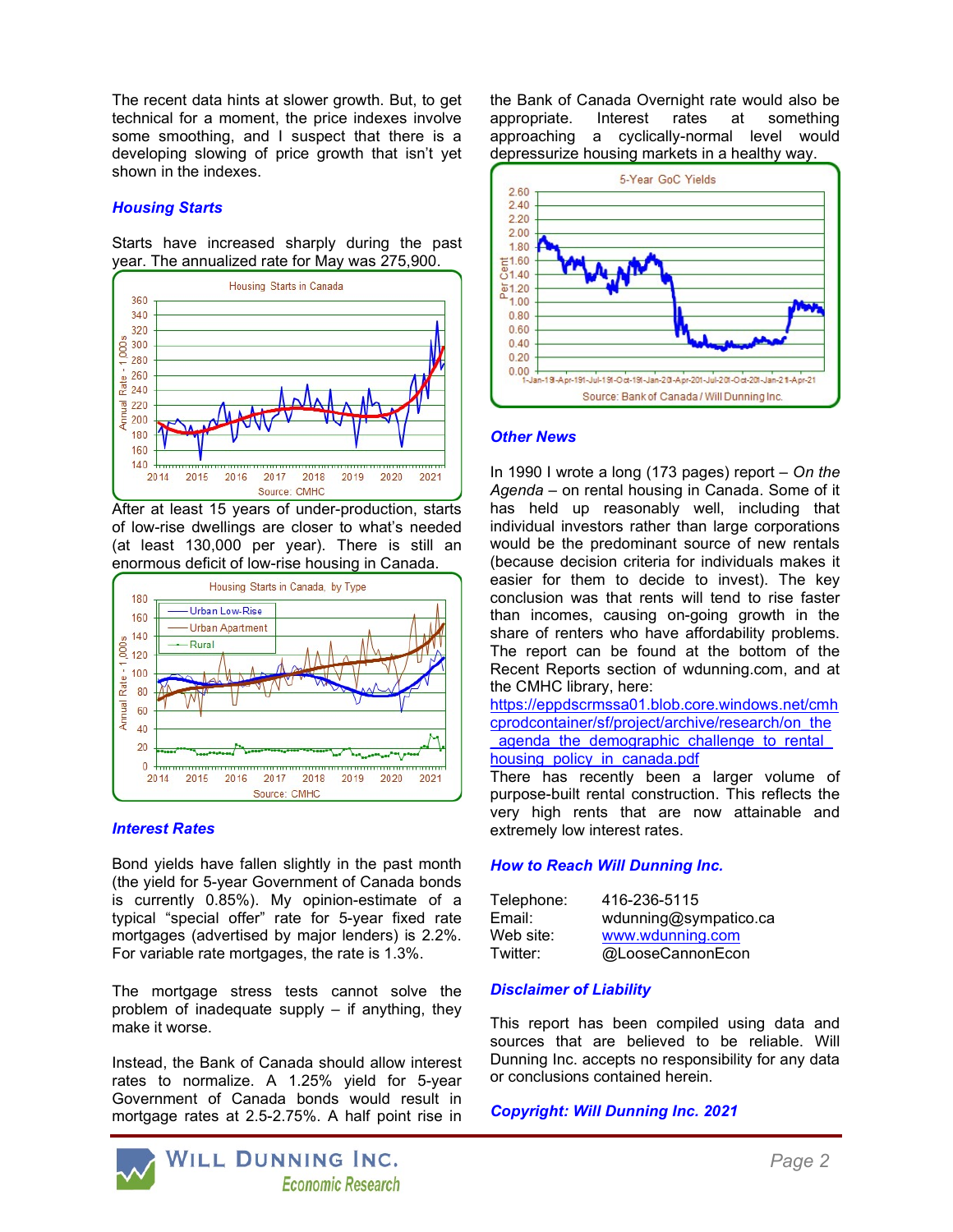The recent data hints at slower growth. But, to get technical for a moment, the price indexes involve some smoothing, and I suspect that there is a developing slowing of price growth that isn't yet shown in the indexes.

### *Housing Starts*

Starts have increased sharply during the past year. The annualized rate for May was 275,900.

Housing Starts in Canada

Annual Rate - 1,000s

360
340
320
300
280
260
240
220
200
180
160
140

2014 2015 2016 2017 2018 2019 2020 2021

Source: CMHC

After at least 15 years of under-production, starts of low-rise dwellings are closer to what's needed (at least 130,000 per year). There is still an enormous deficit of low-rise housing in Canada.

Housing Starts in Canada, by Type

Annual Rate - 1,000s

180
160
140
120
100
80
60
40
20
0

Urban Low-Rise
Urban Apartment
Rural

2014 2015 2016 2017 2018 2019 2020 2021

Source: CMHC

### *Interest Rates*

Bond yields have fallen slightly in the past month (the yield for 5-year Government of Canada bonds is currently 0.85%). My opinion-estimate of a typical "special offer" rate for 5-year fixed rate mortgages (advertised by major lenders) is 2.2%. For variable rate mortgages, the rate is 1.3%.

The mortgage stress tests cannot solve the problem of inadequate supply – if anything, they make it worse.

Instead, the Bank of Canada should allow interest rates to normalize. A 1.25% yield for 5-year Government of Canada bonds would result in mortgage rates at 2.5-2.75%. A half point rise in the Bank of Canada Overnight rate would also be appropriate. Interest rates at something approaching a cyclically-normal level would depressurize housing markets in a healthy way.

5-Year GoC Yields

Per Cent

2.60
2.40
2.20
2.00
1.80
1.60
1.40
1.20
1.00
0.80
0.60
0.40
0.20
0.00

1-Jan-19 1-Apr-19 1-Jul-19 1-Oct-19 1-Jan-20 1-Apr-20 1-Jul-20 1-Oct-20 1-Jan-21 1-Apr-21

Source: Bank of Canada / Will Dunning Inc.

### *Other News*

In 1990 I wrote a long (173 pages) report – *On the Agenda* – on rental housing in Canada. Some of it has held up reasonably well, including that individual investors rather than large corporations would be the predominant source of new rentals (because decision criteria for individuals makes it easier for them to decide to invest). The key conclusion was that rents will tend to rise faster than incomes, causing on-going growth in the share of renters who have affordability problems. The report can be found at the bottom of the Recent Reports section of wdunning.com, and at the CMHC library, here: https://eppdscrmssa01.blob.core.windows.net/cmhcprodcontainer/sf/project/archive/research/on_the_agenda_the_demographic_challenge_to_rental_housing_policy_in_canada.pdf

There has recently been a larger volume of purpose-built rental construction. This reflects the very high rents that are now attainable and extremely low interest rates.

### *How to Reach Will Dunning Inc.*

| | |
|---|---|
| Telephone: | 416-236-5115 |
| Email: | wdunning@sympatico.ca |
| Web site: | www.wdunning.com |
| Twitter: | @LooseCannonEcon |

### *Disclaimer of Liability*

This report has been compiled using data and sources that are believed to be reliable. Will Dunning Inc. accepts no responsibility for any data or conclusions contained herein.

***Copyright: Will Dunning Inc. 2021***